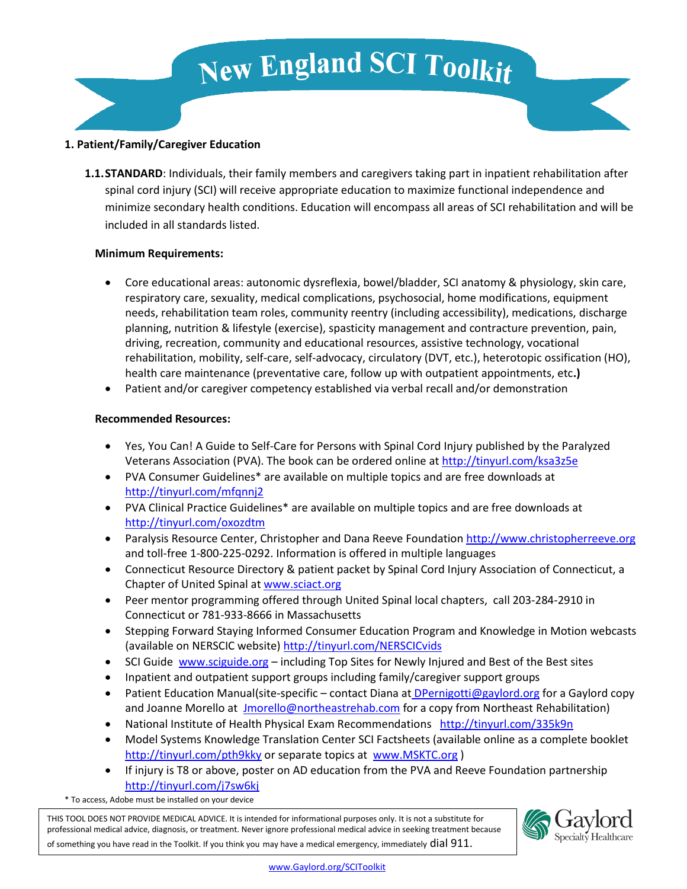# New England SCI Toolkit

## 1. Patient/Family/Caregiver Education

**1.1. STANDARD**: Individuals, their family members and caregivers taking part in inpatient rehabilitation after spinal cord injury (SCI) will receive appropriate education to maximize functional independence and minimize secondary health conditions. Education will encompass all areas of SCI rehabilitation and will be included in all standards listed.

**Minimum Requirements:**

- Core educational areas: autonomic dysreflexia, bowel/bladder, SCI anatomy & physiology, skin care, respiratory care, sexuality, medical complications, psychosocial, home modifications, equipment needs, rehabilitation team roles, community reentry (including accessibility), medications, discharge planning, nutrition & lifestyle (exercise), spasticity management and contracture prevention, pain, driving, recreation, community and educational resources, assistive technology, vocational rehabilitation, mobility, self-care, self-advocacy, circulatory (DVT, etc.), heterotopic ossification (HO), health care maintenance (preventative care, follow up with outpatient appointments, etc.)
- Patient and/or caregiver competency established via verbal recall and/or demonstration

**Recommended Resources:**

- Yes, You Can! A Guide to Self-Care for Persons with Spinal Cord Injury published by the Paralyzed Veterans Association (PVA). The book can be ordered online at http://tinyurl.com/ksa3z5e
- PVA Consumer Guidelines* are available on multiple topics and are free downloads at http://tinyurl.com/mfqnnj2
- PVA Clinical Practice Guidelines* are available on multiple topics and are free downloads at http://tinyurl.com/oxozdtm
- Paralysis Resource Center, Christopher and Dana Reeve Foundation http://www.christopherreeve.org and toll-free 1-800-225-0292. Information is offered in multiple languages
- Connecticut Resource Directory & patient packet by Spinal Cord Injury Association of Connecticut, a Chapter of United Spinal at www.sciact.org
- Peer mentor programming offered through United Spinal local chapters, call 203-284-2910 in Connecticut or 781-933-8666 in Massachusetts
- Stepping Forward Staying Informed Consumer Education Program and Knowledge in Motion webcasts (available on NERSCIC website) http://tinyurl.com/NERSCICvids
- SCI Guide www.sciguide.org – including Top Sites for Newly Injured and Best of the Best sites
- Inpatient and outpatient support groups including family/caregiver support groups
- Patient Education Manual(site-specific – contact Diana at DPernigotti@gaylord.org for a Gaylord copy and Joanne Morello at Jmorello@northeastrehab.com for a copy from Northeast Rehabilitation)
- National Institute of Health Physical Exam Recommendations http://tinyurl.com/335k9n
- Model Systems Knowledge Translation Center SCI Factsheets (available online as a complete booklet http://tinyurl.com/pth9kky or separate topics at www.MSKTC.org )
- If injury is T8 or above, poster on AD education from the PVA and Reeve Foundation partnership http://tinyurl.com/j7sw6kj

\* To access, Adobe must be installed on your device

THIS TOOL DOES NOT PROVIDE MEDICAL ADVICE. It is intended for informational purposes only. It is not a substitute for professional medical advice, diagnosis, or treatment. Never ignore professional medical advice in seeking treatment because of something you have read in the Toolkit. If you think you may have a medical emergency, immediately dial 911.

Gaylord Specialty Healthcare

www.Gaylord.org/SCIToolkit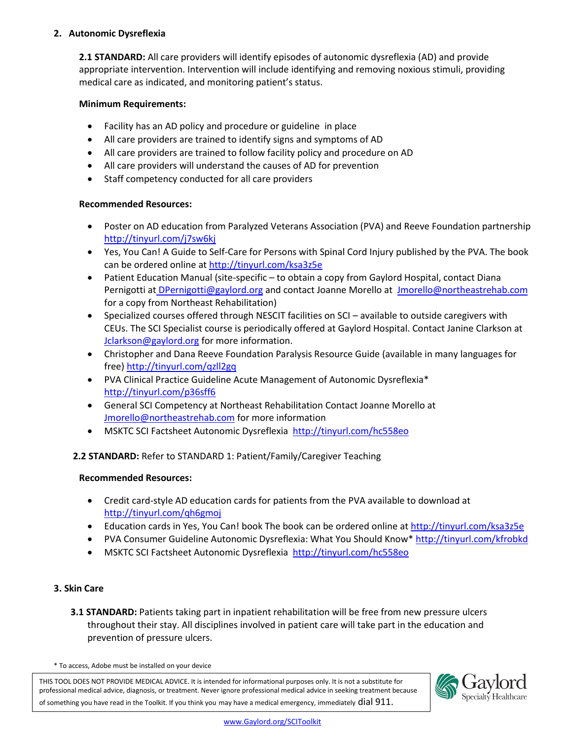## 2. Autonomic Dysreflexia

**2.1 STANDARD:** All care providers will identify episodes of autonomic dysreflexia (AD) and provide appropriate intervention. Intervention will include identifying and removing noxious stimuli, providing medical care as indicated, and monitoring patient's status.

**Minimum Requirements:**

- Facility has an AD policy and procedure or guideline in place
- All care providers are trained to identify signs and symptoms of AD
- All care providers are trained to follow facility policy and procedure on AD
- All care providers will understand the causes of AD for prevention
- Staff competency conducted for all care providers

**Recommended Resources:**

- Poster on AD education from Paralyzed Veterans Association (PVA) and Reeve Foundation partnership http://tinyurl.com/j7sw6kj
- Yes, You Can! A Guide to Self-Care for Persons with Spinal Cord Injury published by the PVA. The book can be ordered online at http://tinyurl.com/ksa3z5e
- Patient Education Manual (site-specific – to obtain a copy from Gaylord Hospital, contact Diana Pernigotti at DPernigotti@gaylord.org and contact Joanne Morello at Jmorello@northeastrehab.com for a copy from Northeast Rehabilitation)
- Specialized courses offered through NESCIT facilities on SCI – available to outside caregivers with CEUs. The SCI Specialist course is periodically offered at Gaylord Hospital. Contact Janine Clarkson at Jclarkson@gaylord.org for more information.
- Christopher and Dana Reeve Foundation Paralysis Resource Guide (available in many languages for free) http://tinyurl.com/qzll2gq
- PVA Clinical Practice Guideline Acute Management of Autonomic Dysreflexia* http://tinyurl.com/p36sff6
- General SCI Competency at Northeast Rehabilitation Contact Joanne Morello at Jmorello@northeastrehab.com for more information
- MSKTC SCI Factsheet Autonomic Dysreflexia http://tinyurl.com/hc558eo

**2.2 STANDARD:** Refer to STANDARD 1: Patient/Family/Caregiver Teaching

**Recommended Resources:**

- Credit card-style AD education cards for patients from the PVA available to download at http://tinyurl.com/qh6gmoj
- Education cards in Yes, You Can! book The book can be ordered online at http://tinyurl.com/ksa3z5e
- PVA Consumer Guideline Autonomic Dysreflexia: What You Should Know* http://tinyurl.com/kfrobkd
- MSKTC SCI Factsheet Autonomic Dysreflexia http://tinyurl.com/hc558eo

## 3. Skin Care

**3.1 STANDARD:** Patients taking part in inpatient rehabilitation will be free from new pressure ulcers throughout their stay. All disciplines involved in patient care will take part in the education and prevention of pressure ulcers.

\* To access, Adobe must be installed on your device

THIS TOOL DOES NOT PROVIDE MEDICAL ADVICE. It is intended for informational purposes only. It is not a substitute for professional medical advice, diagnosis, or treatment. Never ignore professional medical advice in seeking treatment because of something you have read in the Toolkit. If you think you may have a medical emergency, immediately dial 911.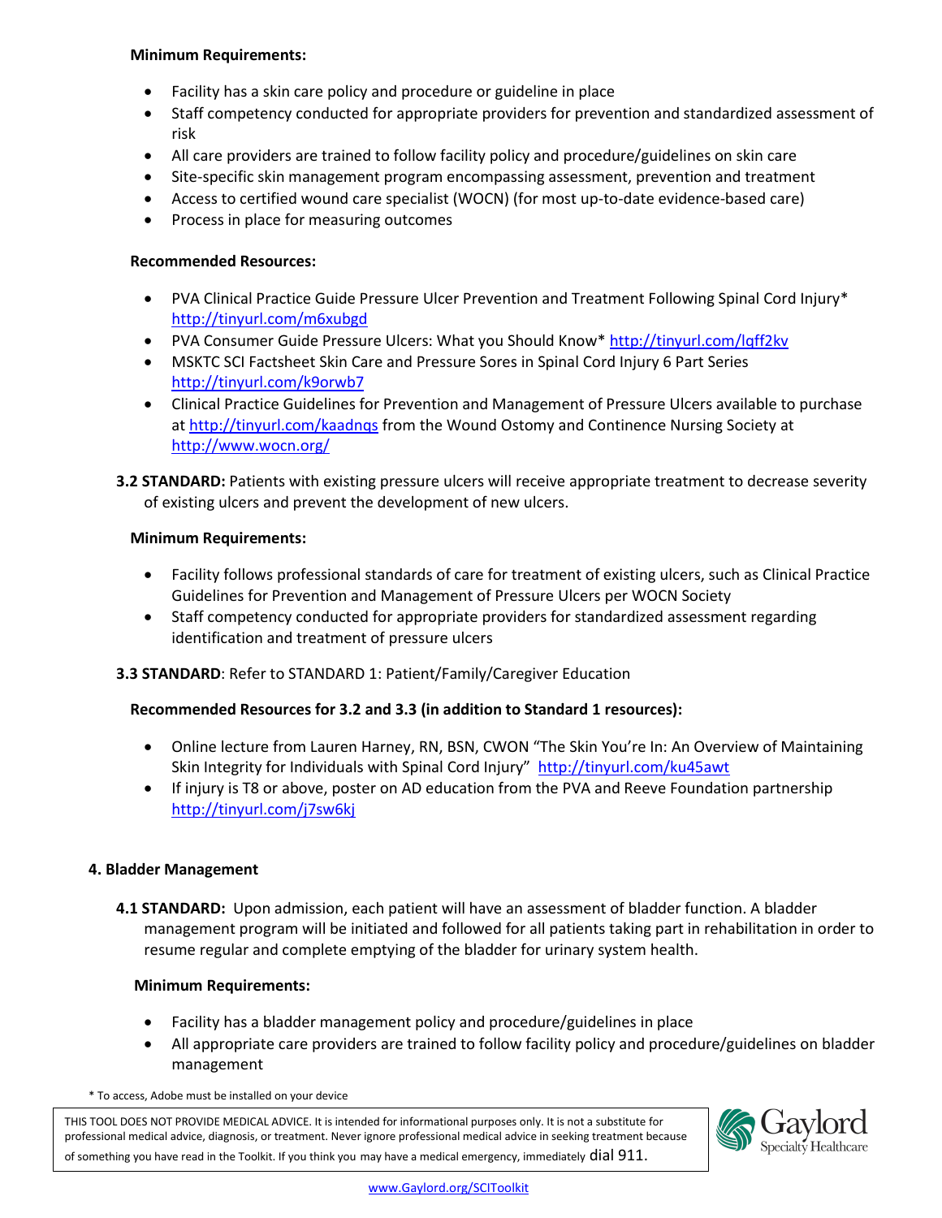**Minimum Requirements:**

- Facility has a skin care policy and procedure or guideline in place
- Staff competency conducted for appropriate providers for prevention and standardized assessment of risk
- All care providers are trained to follow facility policy and procedure/guidelines on skin care
- Site-specific skin management program encompassing assessment, prevention and treatment
- Access to certified wound care specialist (WOCN) (for most up-to-date evidence-based care)
- Process in place for measuring outcomes

**Recommended Resources:**

- PVA Clinical Practice Guide Pressure Ulcer Prevention and Treatment Following Spinal Cord Injury* http://tinyurl.com/m6xubgd
- PVA Consumer Guide Pressure Ulcers: What you Should Know* http://tinyurl.com/lqff2kv
- MSKTC SCI Factsheet Skin Care and Pressure Sores in Spinal Cord Injury 6 Part Series http://tinyurl.com/k9orwb7
- Clinical Practice Guidelines for Prevention and Management of Pressure Ulcers available to purchase at http://tinyurl.com/kaadnqs from the Wound Ostomy and Continence Nursing Society at http://www.wocn.org/

**3.2 STANDARD:** Patients with existing pressure ulcers will receive appropriate treatment to decrease severity of existing ulcers and prevent the development of new ulcers.

**Minimum Requirements:**

- Facility follows professional standards of care for treatment of existing ulcers, such as Clinical Practice Guidelines for Prevention and Management of Pressure Ulcers per WOCN Society
- Staff competency conducted for appropriate providers for standardized assessment regarding identification and treatment of pressure ulcers

**3.3 STANDARD**: Refer to STANDARD 1: Patient/Family/Caregiver Education

**Recommended Resources for 3.2 and 3.3 (in addition to Standard 1 resources):**

- Online lecture from Lauren Harney, RN, BSN, CWON "The Skin You're In: An Overview of Maintaining Skin Integrity for Individuals with Spinal Cord Injury" http://tinyurl.com/ku45awt
- If injury is T8 or above, poster on AD education from the PVA and Reeve Foundation partnership http://tinyurl.com/j7sw6kj

## 4. Bladder Management

**4.1 STANDARD:** Upon admission, each patient will have an assessment of bladder function. A bladder management program will be initiated and followed for all patients taking part in rehabilitation in order to resume regular and complete emptying of the bladder for urinary system health.

**Minimum Requirements:**

- Facility has a bladder management policy and procedure/guidelines in place
- All appropriate care providers are trained to follow facility policy and procedure/guidelines on bladder management

* To access, Adobe must be installed on your device

THIS TOOL DOES NOT PROVIDE MEDICAL ADVICE. It is intended for informational purposes only. It is not a substitute for professional medical advice, diagnosis, or treatment. Never ignore professional medical advice in seeking treatment because of something you have read in the Toolkit. If you think you may have a medical emergency, immediately dial 911.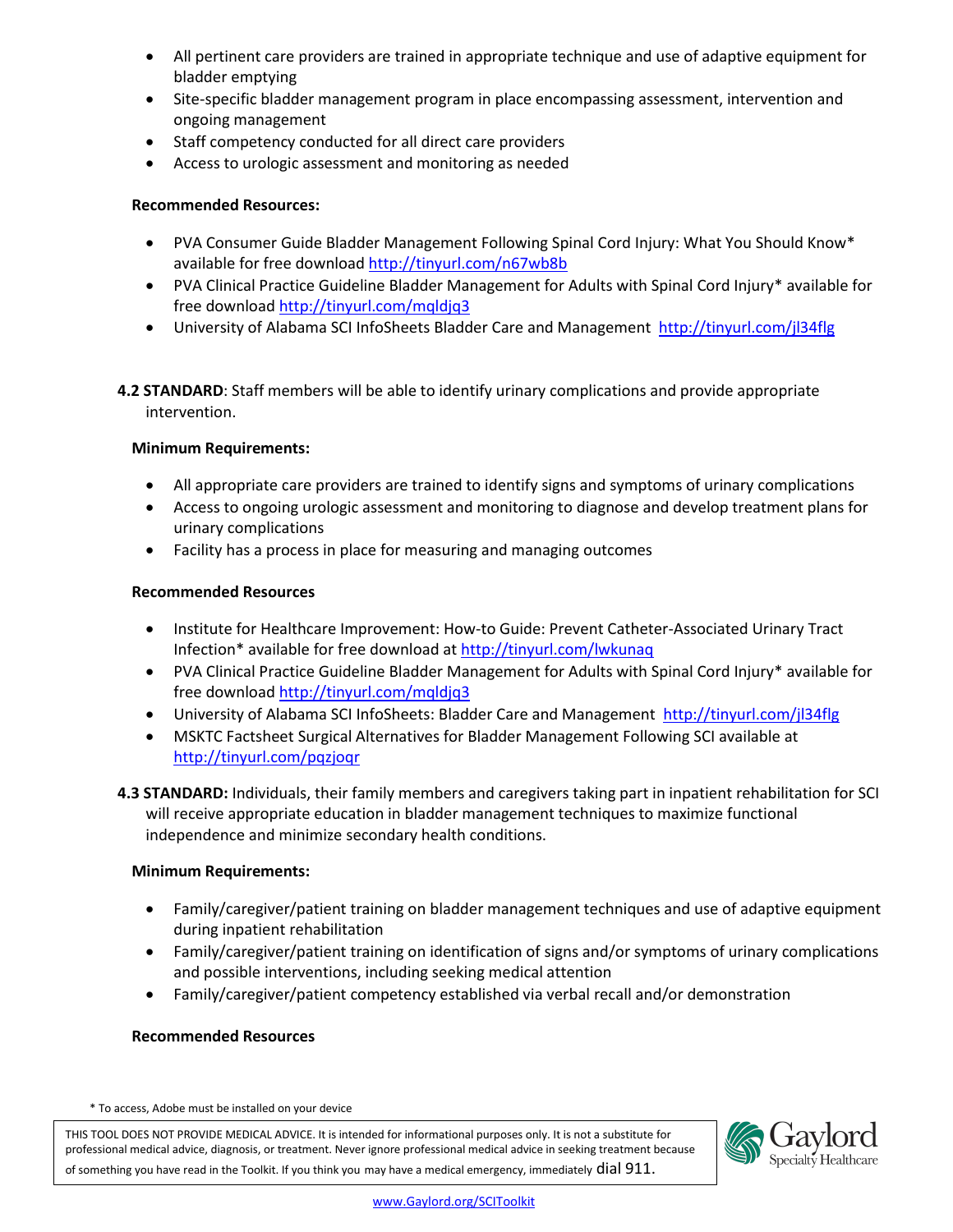- All pertinent care providers are trained in appropriate technique and use of adaptive equipment for bladder emptying
- Site-specific bladder management program in place encompassing assessment, intervention and ongoing management
- Staff competency conducted for all direct care providers
- Access to urologic assessment and monitoring as needed

**Recommended Resources:**

- PVA Consumer Guide Bladder Management Following Spinal Cord Injury: What You Should Know* available for free download http://tinyurl.com/n67wb8b
- PVA Clinical Practice Guideline Bladder Management for Adults with Spinal Cord Injury* available for free download http://tinyurl.com/mqldjq3
- University of Alabama SCI InfoSheets Bladder Care and Management http://tinyurl.com/jl34flg

**4.2 STANDARD**: Staff members will be able to identify urinary complications and provide appropriate intervention.

**Minimum Requirements:**

- All appropriate care providers are trained to identify signs and symptoms of urinary complications
- Access to ongoing urologic assessment and monitoring to diagnose and develop treatment plans for urinary complications
- Facility has a process in place for measuring and managing outcomes

**Recommended Resources**

- Institute for Healthcare Improvement: How-to Guide: Prevent Catheter-Associated Urinary Tract Infection* available for free download at http://tinyurl.com/lwkunaq
- PVA Clinical Practice Guideline Bladder Management for Adults with Spinal Cord Injury* available for free download http://tinyurl.com/mqldjq3
- University of Alabama SCI InfoSheets: Bladder Care and Management http://tinyurl.com/jl34flg
- MSKTC Factsheet Surgical Alternatives for Bladder Management Following SCI available at http://tinyurl.com/pqzjoqr

**4.3 STANDARD:** Individuals, their family members and caregivers taking part in inpatient rehabilitation for SCI will receive appropriate education in bladder management techniques to maximize functional independence and minimize secondary health conditions.

**Minimum Requirements:**

- Family/caregiver/patient training on bladder management techniques and use of adaptive equipment during inpatient rehabilitation
- Family/caregiver/patient training on identification of signs and/or symptoms of urinary complications and possible interventions, including seeking medical attention
- Family/caregiver/patient competency established via verbal recall and/or demonstration

**Recommended Resources**

\* To access, Adobe must be installed on your device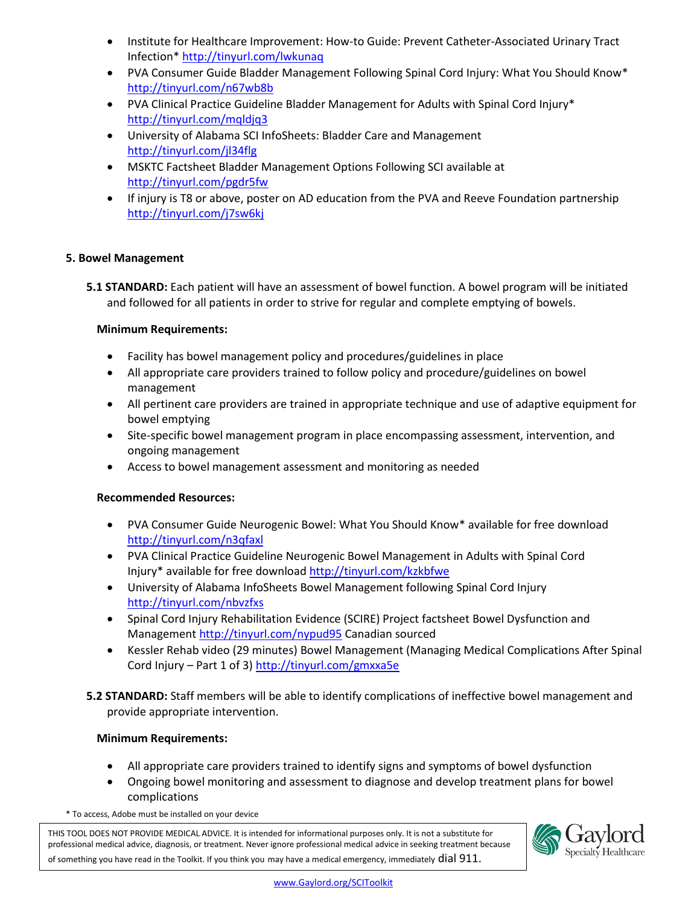- Institute for Healthcare Improvement: How-to Guide: Prevent Catheter-Associated Urinary Tract Infection* http://tinyurl.com/lwkunaq
- PVA Consumer Guide Bladder Management Following Spinal Cord Injury: What You Should Know* http://tinyurl.com/n67wb8b
- PVA Clinical Practice Guideline Bladder Management for Adults with Spinal Cord Injury* http://tinyurl.com/mqldjq3
- University of Alabama SCI InfoSheets: Bladder Care and Management http://tinyurl.com/jl34flg
- MSKTC Factsheet Bladder Management Options Following SCI available at http://tinyurl.com/pgdr5fw
- If injury is T8 or above, poster on AD education from the PVA and Reeve Foundation partnership http://tinyurl.com/j7sw6kj

## 5. Bowel Management

**5.1 STANDARD:** Each patient will have an assessment of bowel function. A bowel program will be initiated and followed for all patients in order to strive for regular and complete emptying of bowels.

**Minimum Requirements:**

- Facility has bowel management policy and procedures/guidelines in place
- All appropriate care providers trained to follow policy and procedure/guidelines on bowel management
- All pertinent care providers are trained in appropriate technique and use of adaptive equipment for bowel emptying
- Site-specific bowel management program in place encompassing assessment, intervention, and ongoing management
- Access to bowel management assessment and monitoring as needed

**Recommended Resources:**

- PVA Consumer Guide Neurogenic Bowel: What You Should Know* available for free download http://tinyurl.com/n3qfaxl
- PVA Clinical Practice Guideline Neurogenic Bowel Management in Adults with Spinal Cord Injury* available for free download http://tinyurl.com/kzkbfwe
- University of Alabama InfoSheets Bowel Management following Spinal Cord Injury http://tinyurl.com/nbvzfxs
- Spinal Cord Injury Rehabilitation Evidence (SCIRE) Project factsheet Bowel Dysfunction and Management http://tinyurl.com/nypud95 Canadian sourced
- Kessler Rehab video (29 minutes) Bowel Management (Managing Medical Complications After Spinal Cord Injury – Part 1 of 3) http://tinyurl.com/gmxxa5e

**5.2 STANDARD:** Staff members will be able to identify complications of ineffective bowel management and provide appropriate intervention.

**Minimum Requirements:**

- All appropriate care providers trained to identify signs and symptoms of bowel dysfunction
- Ongoing bowel monitoring and assessment to diagnose and develop treatment plans for bowel complications

\* To access, Adobe must be installed on your device

THIS TOOL DOES NOT PROVIDE MEDICAL ADVICE. It is intended for informational purposes only. It is not a substitute for professional medical advice, diagnosis, or treatment. Never ignore professional medical advice in seeking treatment because of something you have read in the Toolkit. If you think you may have a medical emergency, immediately dial 911.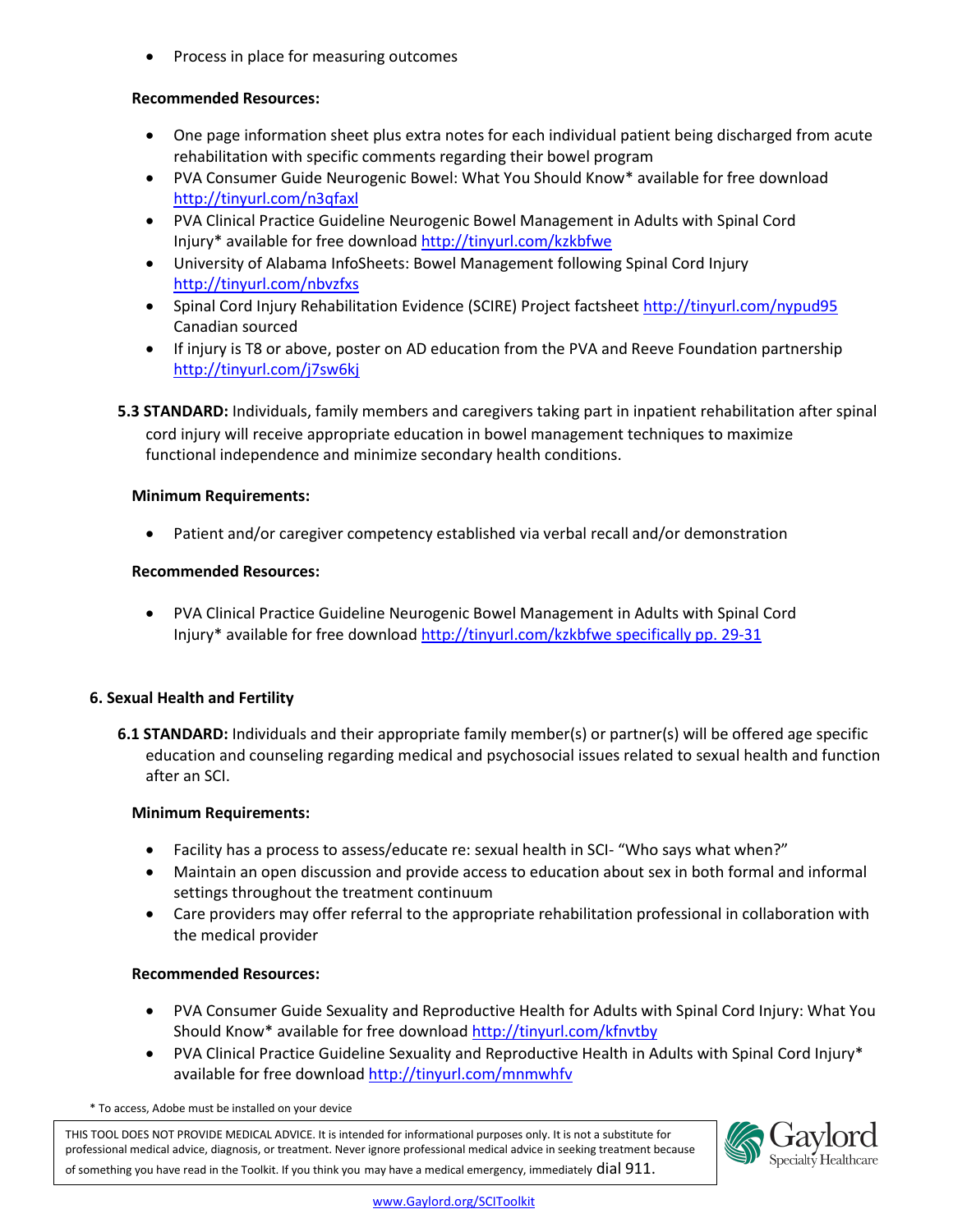- Process in place for measuring outcomes

**Recommended Resources:**

- One page information sheet plus extra notes for each individual patient being discharged from acute rehabilitation with specific comments regarding their bowel program
- PVA Consumer Guide Neurogenic Bowel: What You Should Know* available for free download http://tinyurl.com/n3qfaxl
- PVA Clinical Practice Guideline Neurogenic Bowel Management in Adults with Spinal Cord Injury* available for free download http://tinyurl.com/kzkbfwe
- University of Alabama InfoSheets: Bowel Management following Spinal Cord Injury http://tinyurl.com/nbvzfxs
- Spinal Cord Injury Rehabilitation Evidence (SCIRE) Project factsheet http://tinyurl.com/nypud95 Canadian sourced
- If injury is T8 or above, poster on AD education from the PVA and Reeve Foundation partnership http://tinyurl.com/j7sw6kj

**5.3 STANDARD:** Individuals, family members and caregivers taking part in inpatient rehabilitation after spinal cord injury will receive appropriate education in bowel management techniques to maximize functional independence and minimize secondary health conditions.

**Minimum Requirements:**

- Patient and/or caregiver competency established via verbal recall and/or demonstration

**Recommended Resources:**

- PVA Clinical Practice Guideline Neurogenic Bowel Management in Adults with Spinal Cord Injury* available for free download http://tinyurl.com/kzkbfwe specifically pp. 29-31

## 6. Sexual Health and Fertility

**6.1 STANDARD:** Individuals and their appropriate family member(s) or partner(s) will be offered age specific education and counseling regarding medical and psychosocial issues related to sexual health and function after an SCI.

**Minimum Requirements:**

- Facility has a process to assess/educate re: sexual health in SCI- "Who says what when?"
- Maintain an open discussion and provide access to education about sex in both formal and informal settings throughout the treatment continuum
- Care providers may offer referral to the appropriate rehabilitation professional in collaboration with the medical provider

**Recommended Resources:**

- PVA Consumer Guide Sexuality and Reproductive Health for Adults with Spinal Cord Injury: What You Should Know* available for free download http://tinyurl.com/kfnvtby
- PVA Clinical Practice Guideline Sexuality and Reproductive Health in Adults with Spinal Cord Injury* available for free download http://tinyurl.com/mnmwhfv

\* To access, Adobe must be installed on your device

THIS TOOL DOES NOT PROVIDE MEDICAL ADVICE. It is intended for informational purposes only. It is not a substitute for professional medical advice, diagnosis, or treatment. Never ignore professional medical advice in seeking treatment because of something you have read in the Toolkit. If you think you may have a medical emergency, immediately dial 911.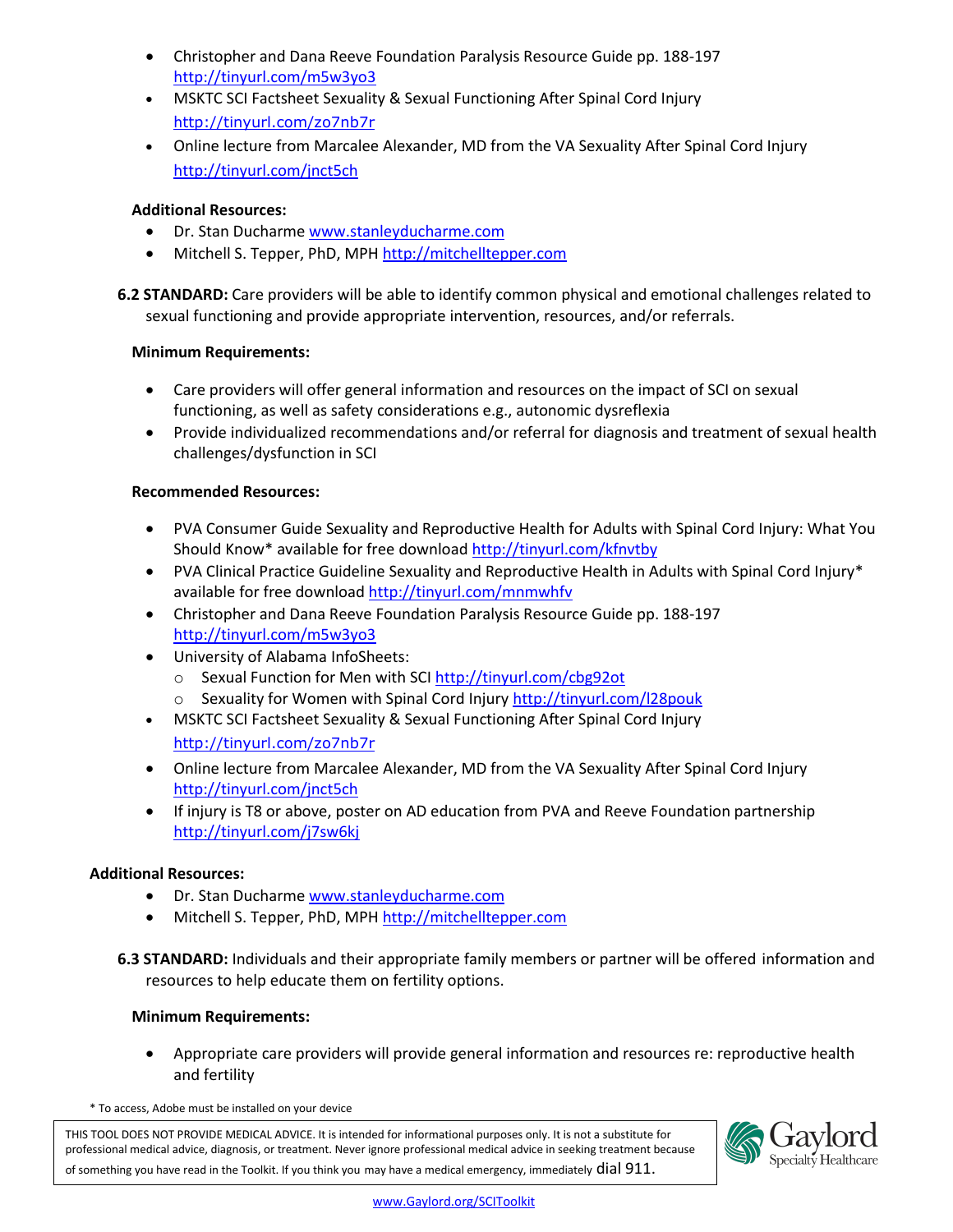- Christopher and Dana Reeve Foundation Paralysis Resource Guide pp. 188-197 http://tinyurl.com/m5w3yo3
- MSKTC SCI Factsheet Sexuality & Sexual Functioning After Spinal Cord Injury http://tinyurl.com/zo7nb7r
- Online lecture from Marcalee Alexander, MD from the VA Sexuality After Spinal Cord Injury http://tinyurl.com/jnct5ch

**Additional Resources:**

- Dr. Stan Ducharme www.stanleyducharme.com
- Mitchell S. Tepper, PhD, MPH http://mitchelltepper.com

**6.2 STANDARD:** Care providers will be able to identify common physical and emotional challenges related to sexual functioning and provide appropriate intervention, resources, and/or referrals.

**Minimum Requirements:**

- Care providers will offer general information and resources on the impact of SCI on sexual functioning, as well as safety considerations e.g., autonomic dysreflexia
- Provide individualized recommendations and/or referral for diagnosis and treatment of sexual health challenges/dysfunction in SCI

**Recommended Resources:**

- PVA Consumer Guide Sexuality and Reproductive Health for Adults with Spinal Cord Injury: What You Should Know* available for free download http://tinyurl.com/kfnvtby
- PVA Clinical Practice Guideline Sexuality and Reproductive Health in Adults with Spinal Cord Injury* available for free download http://tinyurl.com/mnmwhfv
- Christopher and Dana Reeve Foundation Paralysis Resource Guide pp. 188-197 http://tinyurl.com/m5w3yo3
- University of Alabama InfoSheets:
  - Sexual Function for Men with SCI http://tinyurl.com/cbg92ot
  - Sexuality for Women with Spinal Cord Injury http://tinyurl.com/l28pouk
- MSKTC SCI Factsheet Sexuality & Sexual Functioning After Spinal Cord Injury http://tinyurl.com/zo7nb7r
- Online lecture from Marcalee Alexander, MD from the VA Sexuality After Spinal Cord Injury http://tinyurl.com/jnct5ch
- If injury is T8 or above, poster on AD education from PVA and Reeve Foundation partnership http://tinyurl.com/j7sw6kj

**Additional Resources:**

- Dr. Stan Ducharme www.stanleyducharme.com
- Mitchell S. Tepper, PhD, MPH http://mitchelltepper.com

**6.3 STANDARD:** Individuals and their appropriate family members or partner will be offered information and resources to help educate them on fertility options.

**Minimum Requirements:**

- Appropriate care providers will provide general information and resources re: reproductive health and fertility

\* To access, Adobe must be installed on your device

THIS TOOL DOES NOT PROVIDE MEDICAL ADVICE. It is intended for informational purposes only. It is not a substitute for professional medical advice, diagnosis, or treatment. Never ignore professional medical advice in seeking treatment because of something you have read in the Toolkit. If you think you may have a medical emergency, immediately dial 911.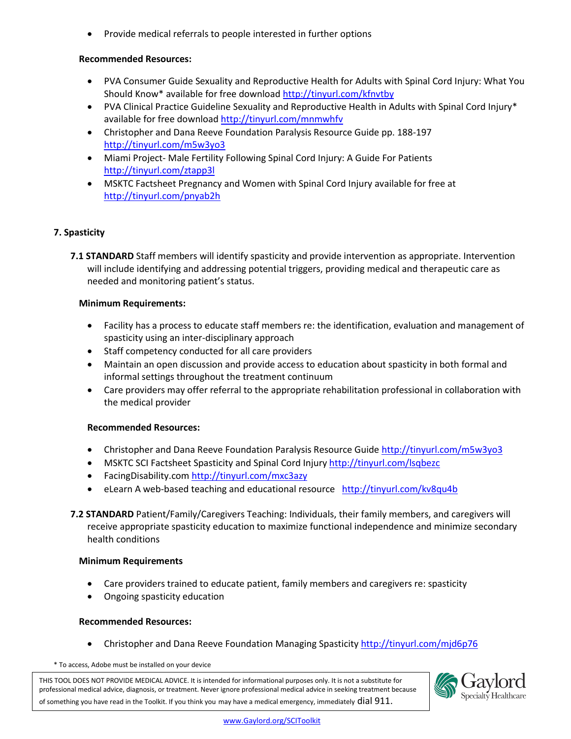- Provide medical referrals to people interested in further options

**Recommended Resources:**

- PVA Consumer Guide Sexuality and Reproductive Health for Adults with Spinal Cord Injury: What You Should Know* available for free download http://tinyurl.com/kfnvtby
- PVA Clinical Practice Guideline Sexuality and Reproductive Health in Adults with Spinal Cord Injury* available for free download http://tinyurl.com/mnmwhfv
- Christopher and Dana Reeve Foundation Paralysis Resource Guide pp. 188-197 http://tinyurl.com/m5w3yo3
- Miami Project- Male Fertility Following Spinal Cord Injury: A Guide For Patients http://tinyurl.com/ztapp3l
- MSKTC Factsheet Pregnancy and Women with Spinal Cord Injury available for free at http://tinyurl.com/pnyab2h

## 7. Spasticity

**7.1 STANDARD** Staff members will identify spasticity and provide intervention as appropriate. Intervention will include identifying and addressing potential triggers, providing medical and therapeutic care as needed and monitoring patient's status.

**Minimum Requirements:**

- Facility has a process to educate staff members re: the identification, evaluation and management of spasticity using an inter-disciplinary approach
- Staff competency conducted for all care providers
- Maintain an open discussion and provide access to education about spasticity in both formal and informal settings throughout the treatment continuum
- Care providers may offer referral to the appropriate rehabilitation professional in collaboration with the medical provider

**Recommended Resources:**

- Christopher and Dana Reeve Foundation Paralysis Resource Guide http://tinyurl.com/m5w3yo3
- MSKTC SCI Factsheet Spasticity and Spinal Cord Injury http://tinyurl.com/lsqbezc
- FacingDisability.com http://tinyurl.com/mxc3azy
- eLearn A web-based teaching and educational resource http://tinyurl.com/kv8qu4b

**7.2 STANDARD** Patient/Family/Caregivers Teaching: Individuals, their family members, and caregivers will receive appropriate spasticity education to maximize functional independence and minimize secondary health conditions

**Minimum Requirements**

- Care providers trained to educate patient, family members and caregivers re: spasticity
- Ongoing spasticity education

**Recommended Resources:**

- Christopher and Dana Reeve Foundation Managing Spasticity http://tinyurl.com/mjd6p76

\* To access, Adobe must be installed on your device

THIS TOOL DOES NOT PROVIDE MEDICAL ADVICE. It is intended for informational purposes only. It is not a substitute for professional medical advice, diagnosis, or treatment. Never ignore professional medical advice in seeking treatment because of something you have read in the Toolkit. If you think you may have a medical emergency, immediately dial 911.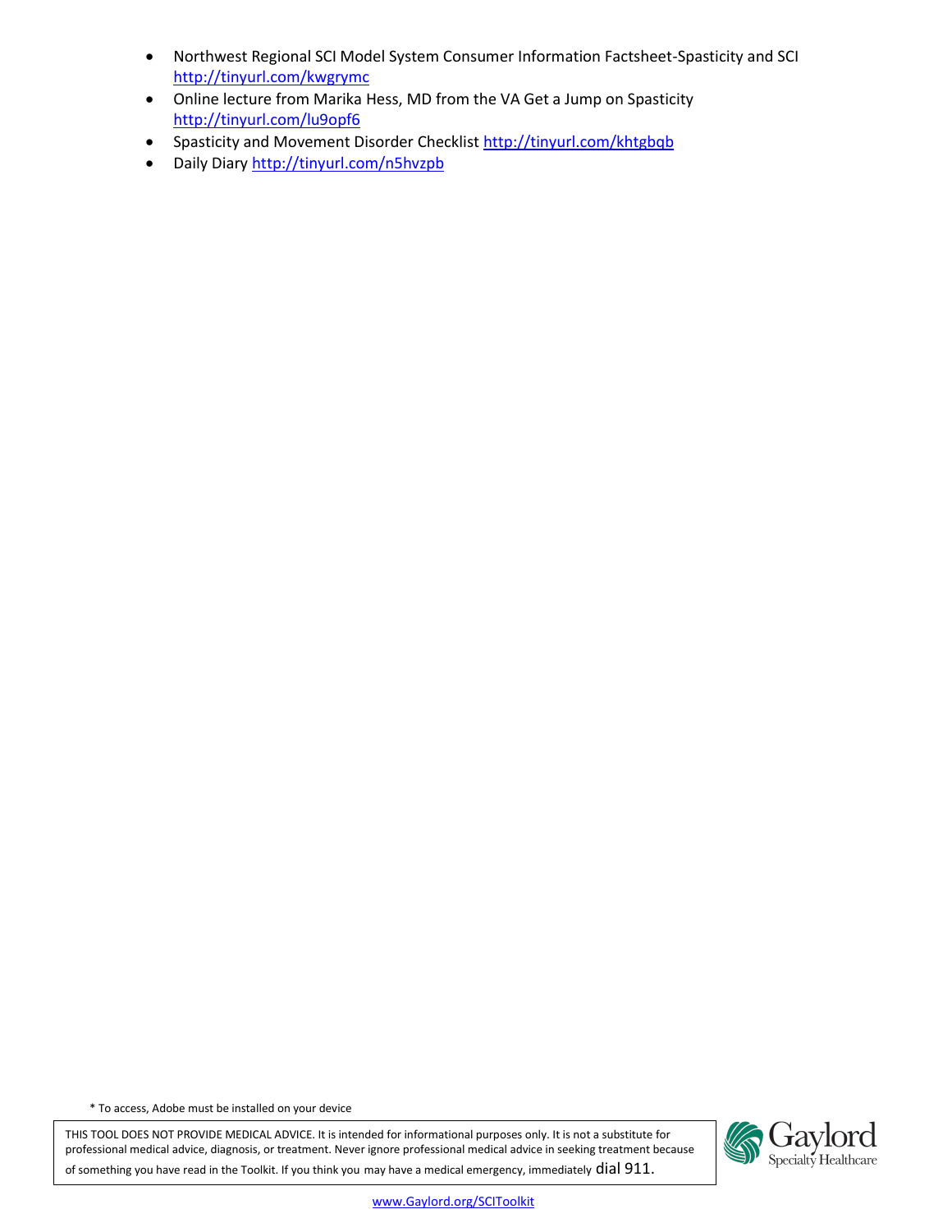- Northwest Regional SCI Model System Consumer Information Factsheet-Spasticity and SCI http://tinyurl.com/kwgrymc
- Online lecture from Marika Hess, MD from the VA Get a Jump on Spasticity http://tinyurl.com/lu9opf6
- Spasticity and Movement Disorder Checklist http://tinyurl.com/khtgbqb
- Daily Diary http://tinyurl.com/n5hvzpb

* To access, Adobe must be installed on your device

THIS TOOL DOES NOT PROVIDE MEDICAL ADVICE. It is intended for informational purposes only. It is not a substitute for professional medical advice, diagnosis, or treatment. Never ignore professional medical advice in seeking treatment because of something you have read in the Toolkit. If you think you may have a medical emergency, immediately dial 911.

Gaylord Specialty Healthcare

www.Gaylord.org/SCIToolkit